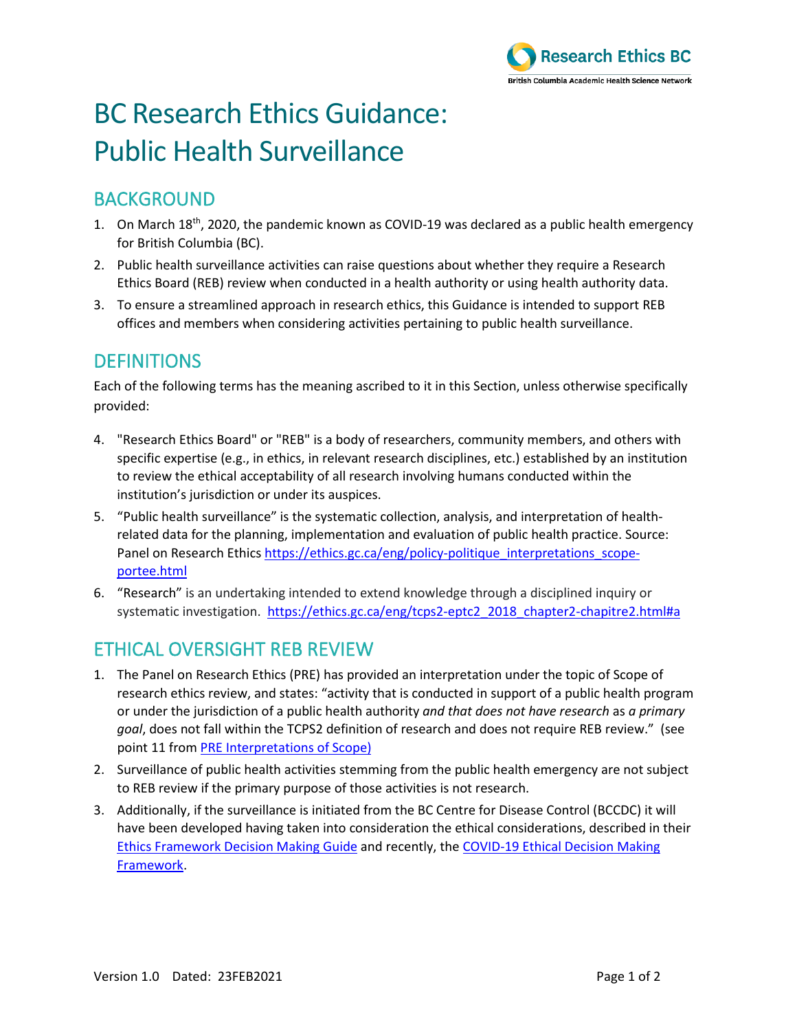# BC Research Ethics Guidance: Public Health Surveillance

## BACKGROUND

1. On March 18th, 2020, the pandemic known as COVID-19 was declared as a public health emergency for British Columbia (BC).
2. Public health surveillance activities can raise questions about whether they require a Research Ethics Board (REB) review when conducted in a health authority or using health authority data.
3. To ensure a streamlined approach in research ethics, this Guidance is intended to support REB offices and members when considering activities pertaining to public health surveillance.

## DEFINITIONS

Each of the following terms has the meaning ascribed to it in this Section, unless otherwise specifically provided:

4. "Research Ethics Board" or "REB" is a body of researchers, community members, and others with specific expertise (e.g., in ethics, in relevant research disciplines, etc.) established by an institution to review the ethical acceptability of all research involving humans conducted within the institution's jurisdiction or under its auspices.
5. "Public health surveillance" is the systematic collection, analysis, and interpretation of health-related data for the planning, implementation and evaluation of public health practice. Source: Panel on Research Ethics https://ethics.gc.ca/eng/policy-politique_interpretations_scope-portee.html
6. "Research" is an undertaking intended to extend knowledge through a disciplined inquiry or systematic investigation. https://ethics.gc.ca/eng/tcps2-eptc2_2018_chapter2-chapitre2.html#a

## ETHICAL OVERSIGHT REB REVIEW

1. The Panel on Research Ethics (PRE) has provided an interpretation under the topic of Scope of research ethics review, and states: "activity that is conducted in support of a public health program or under the jurisdiction of a public health authority *and that does not have research* as *a primary goal*, does not fall within the TCPS2 definition of research and does not require REB review." (see point 11 from PRE Interpretations of Scope)
2. Surveillance of public health activities stemming from the public health emergency are not subject to REB review if the primary purpose of those activities is not research.
3. Additionally, if the surveillance is initiated from the BC Centre for Disease Control (BCCDC) it will have been developed having taken into consideration the ethical considerations, described in their Ethics Framework Decision Making Guide and recently, the COVID-19 Ethical Decision Making Framework.

Version 1.0 Dated: 23FEB2021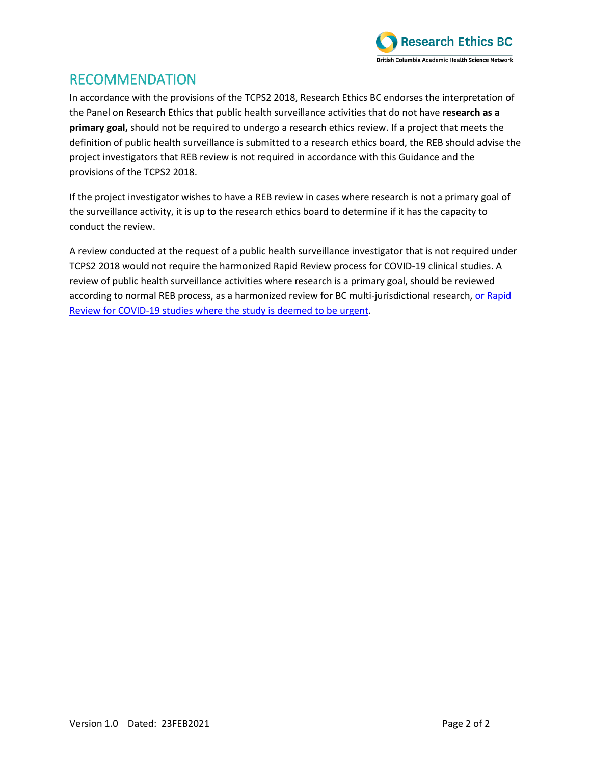## RECOMMENDATION

In accordance with the provisions of the TCPS2 2018, Research Ethics BC endorses the interpretation of the Panel on Research Ethics that public health surveillance activities that do not have **research as a primary goal,** should not be required to undergo a research ethics review. If a project that meets the definition of public health surveillance is submitted to a research ethics board, the REB should advise the project investigators that REB review is not required in accordance with this Guidance and the provisions of the TCPS2 2018.

If the project investigator wishes to have a REB review in cases where research is not a primary goal of the surveillance activity, it is up to the research ethics board to determine if it has the capacity to conduct the review.

A review conducted at the request of a public health surveillance investigator that is not required under TCPS2 2018 would not require the harmonized Rapid Review process for COVID-19 clinical studies. A review of public health surveillance activities where research is a primary goal, should be reviewed according to normal REB process, as a harmonized review for BC multi-jurisdictional research, or Rapid Review for COVID-19 studies where the study is deemed to be urgent.

Version 1.0 Dated: 23FEB2021